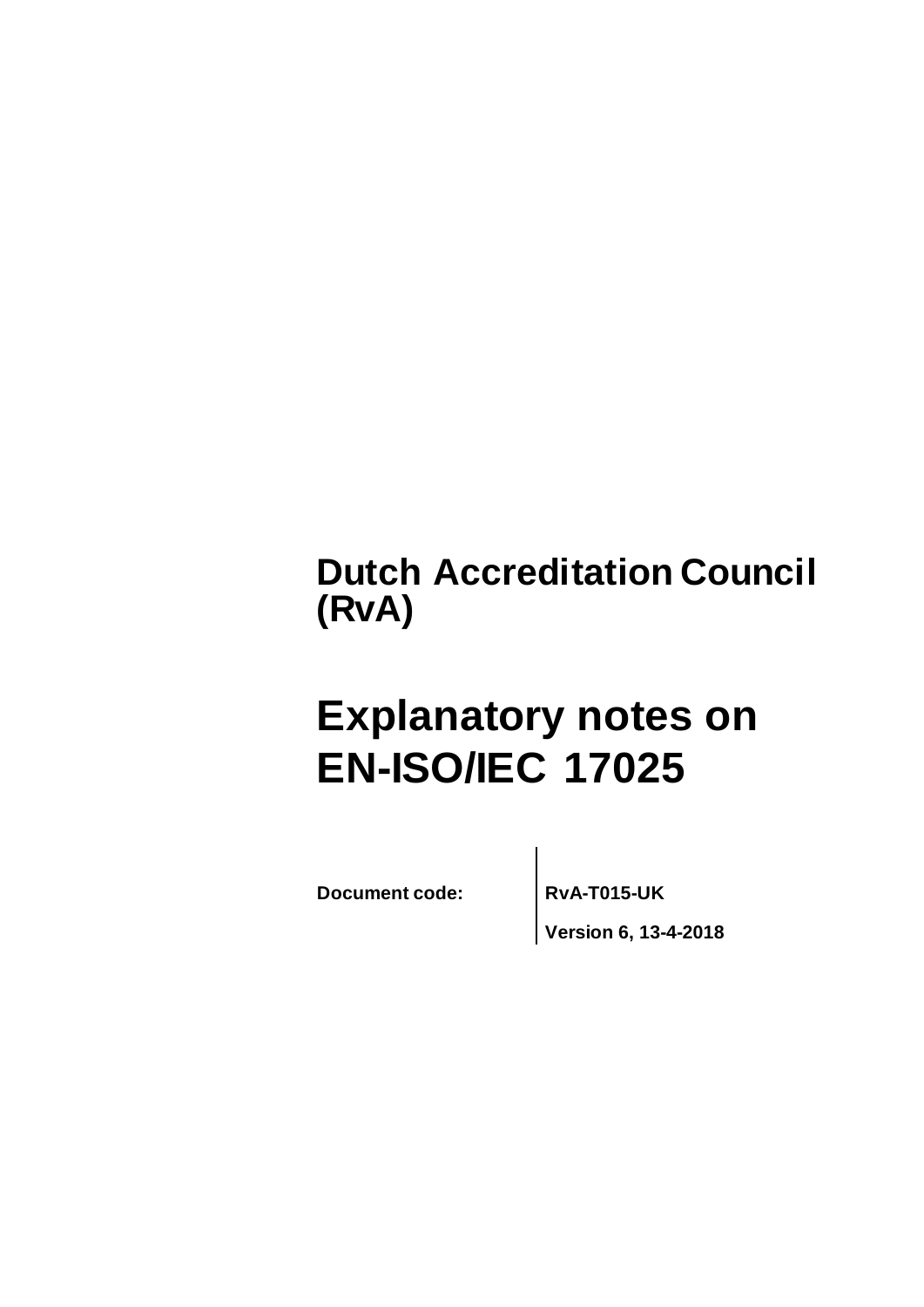# Dutch Accreditation Council (RvA)

# Explanatory notes on EN-ISO/IEC 17025

**Document code:** **RvA-T015-UK**

**Version 6, 13-4-2018**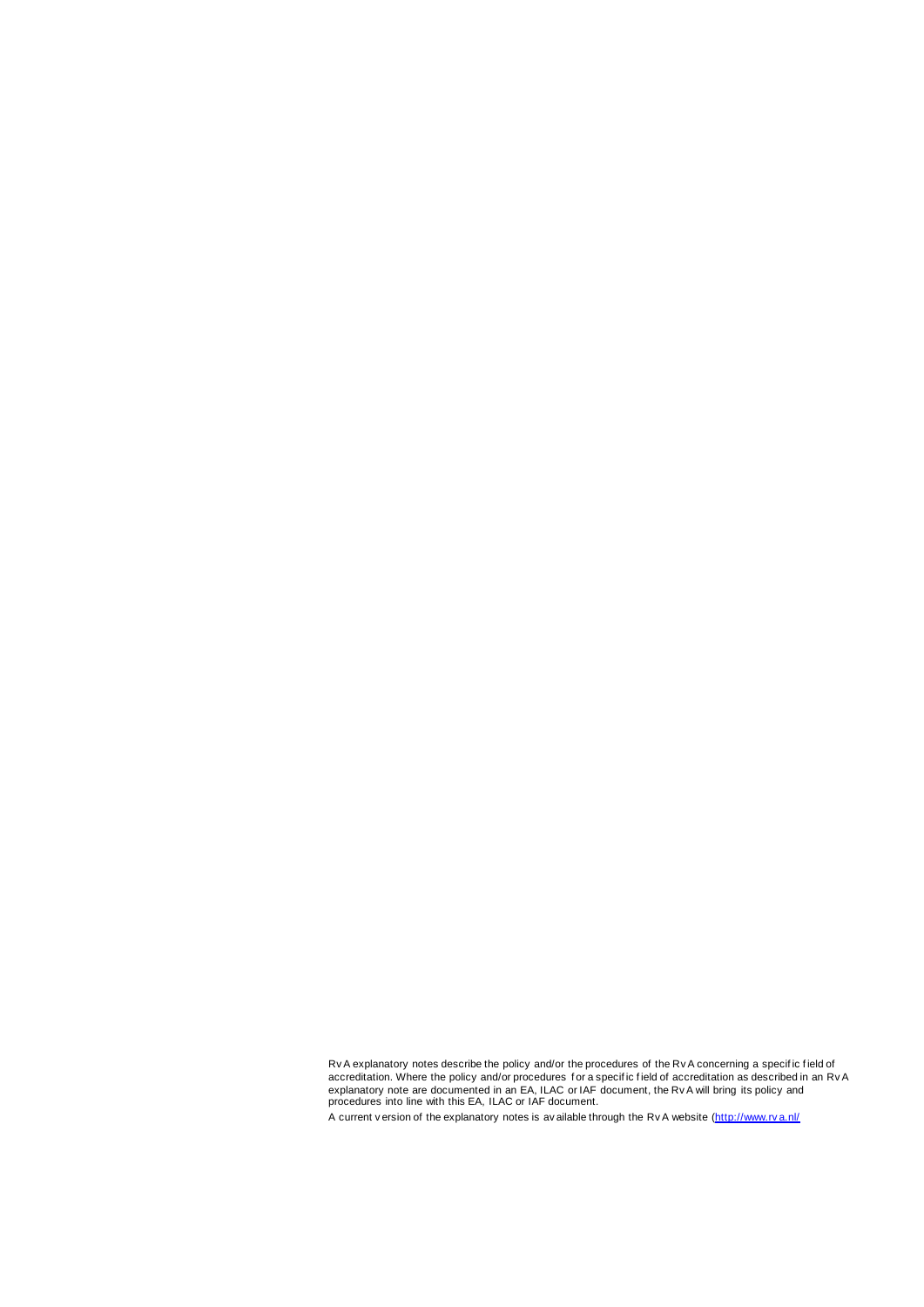RvA explanatory notes describe the policy and/or the procedures of the RvA concerning a specific field of accreditation. Where the policy and/or procedures for a specific field of accreditation as described in an RvA explanatory note are documented in an EA, ILAC or IAF document, the RvA will bring its policy and procedures into line with this EA, ILAC or IAF document.

A current version of the explanatory notes is available through the RvA website (http://www.rva.nl/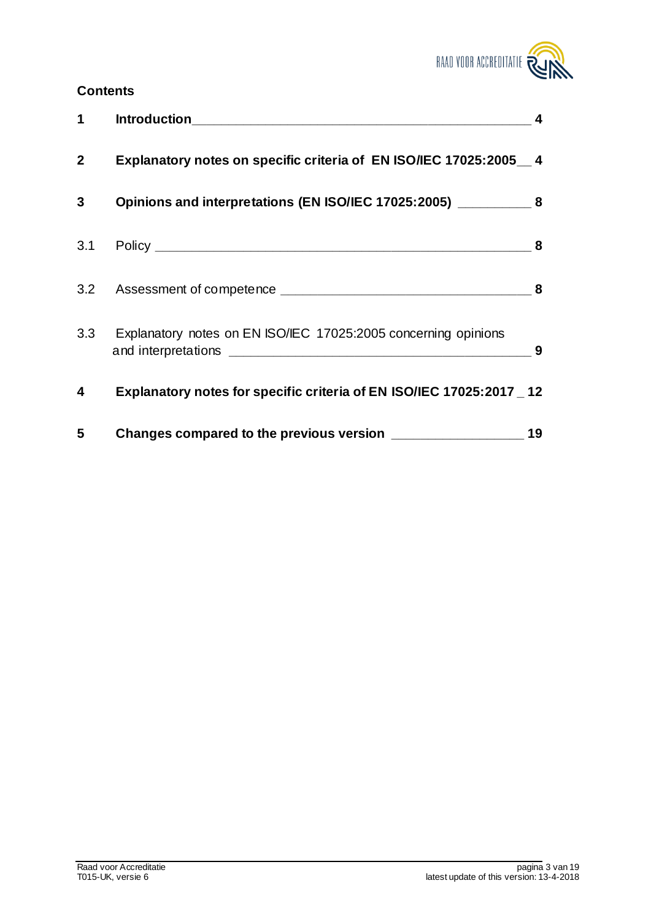**Contents**

| | | |
|---|---|---|
| **1** | **Introduction** | **4** |
| **2** | **Explanatory notes on specific criteria of EN ISO/IEC 17025:2005** | **4** |
| **3** | **Opinions and interpretations (EN ISO/IEC 17025:2005)** | **8** |
| 3.1 | Policy | **8** |
| 3.2 | Assessment of competence | **8** |
| 3.3 | Explanatory notes on EN ISO/IEC 17025:2005 concerning opinions and interpretations | **9** |
| **4** | **Explanatory notes for specific criteria of EN ISO/IEC 17025:2017** | **12** |
| **5** | **Changes compared to the previous version** | **19** |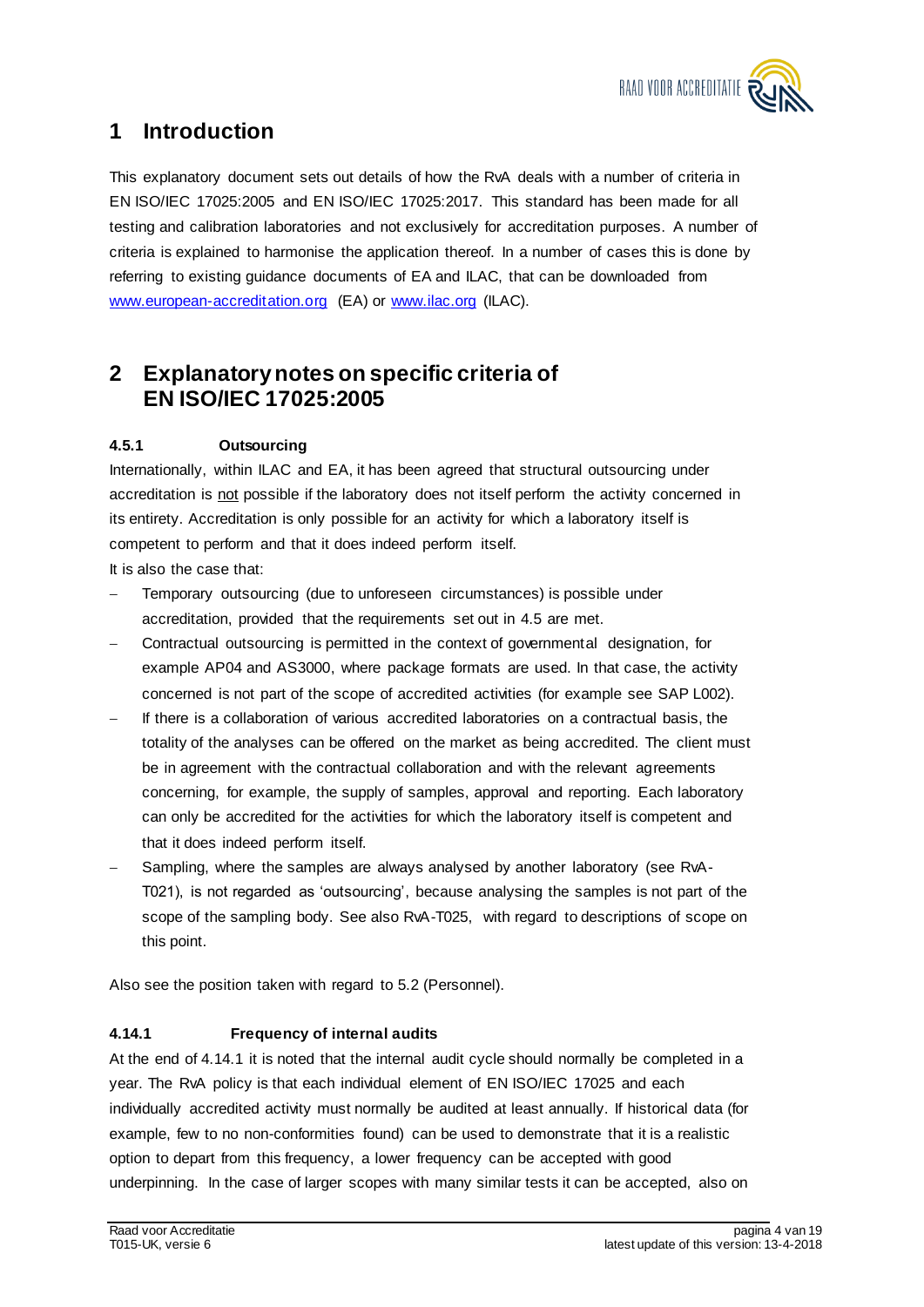# 1 Introduction

This explanatory document sets out details of how the RvA deals with a number of criteria in EN ISO/IEC 17025:2005 and EN ISO/IEC 17025:2017. This standard has been made for all testing and calibration laboratories and not exclusively for accreditation purposes. A number of criteria is explained to harmonise the application thereof. In a number of cases this is done by referring to existing guidance documents of EA and ILAC, that can be downloaded from www.european-accreditation.org (EA) or www.ilac.org (ILAC).

# 2 Explanatory notes on specific criteria of EN ISO/IEC 17025:2005

### 4.5.1 Outsourcing

Internationally, within ILAC and EA, it has been agreed that structural outsourcing under accreditation is not possible if the laboratory does not itself perform the activity concerned in its entirety. Accreditation is only possible for an activity for which a laboratory itself is competent to perform and that it does indeed perform itself.

It is also the case that:

- Temporary outsourcing (due to unforeseen circumstances) is possible under accreditation, provided that the requirements set out in 4.5 are met.
- Contractual outsourcing is permitted in the context of governmental designation, for example AP04 and AS3000, where package formats are used. In that case, the activity concerned is not part of the scope of accredited activities (for example see SAP L002).
- If there is a collaboration of various accredited laboratories on a contractual basis, the totality of the analyses can be offered on the market as being accredited. The client must be in agreement with the contractual collaboration and with the relevant agreements concerning, for example, the supply of samples, approval and reporting. Each laboratory can only be accredited for the activities for which the laboratory itself is competent and that it does indeed perform itself.
- Sampling, where the samples are always analysed by another laboratory (see RvA-T021), is not regarded as 'outsourcing', because analysing the samples is not part of the scope of the sampling body. See also RvA-T025, with regard to descriptions of scope on this point.

Also see the position taken with regard to 5.2 (Personnel).

### 4.14.1 Frequency of internal audits

At the end of 4.14.1 it is noted that the internal audit cycle should normally be completed in a year. The RvA policy is that each individual element of EN ISO/IEC 17025 and each individually accredited activity must normally be audited at least annually. If historical data (for example, few to no non-conformities found) can be used to demonstrate that it is a realistic option to depart from this frequency, a lower frequency can be accepted with good underpinning. In the case of larger scopes with many similar tests it can be accepted, also on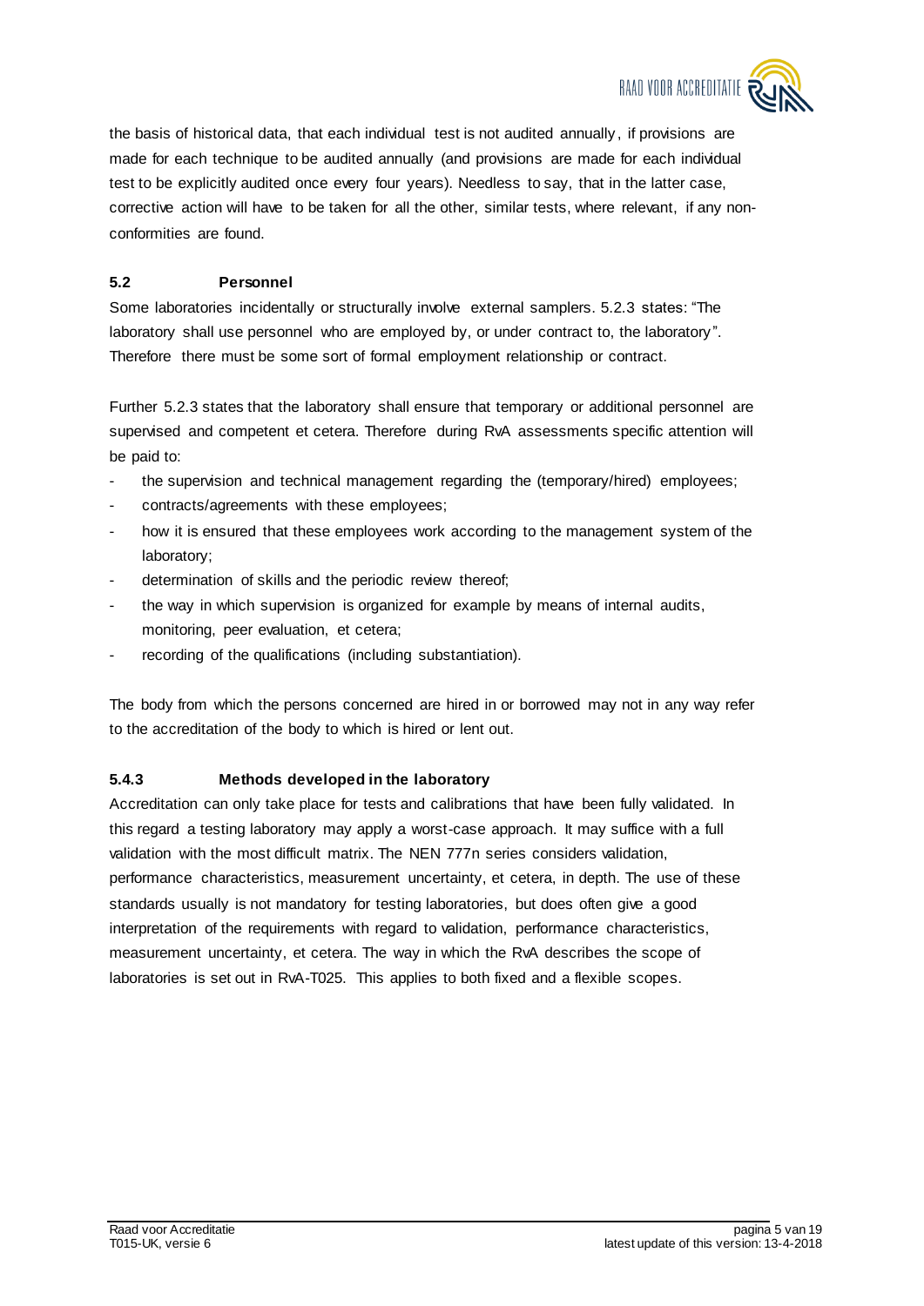the basis of historical data, that each individual test is not audited annually, if provisions are made for each technique to be audited annually (and provisions are made for each individual test to be explicitly audited once every four years). Needless to say, that in the latter case, corrective action will have to be taken for all the other, similar tests, where relevant, if any non-conformities are found.

### 5.2 Personnel

Some laboratories incidentally or structurally involve external samplers. 5.2.3 states: "The laboratory shall use personnel who are employed by, or under contract to, the laboratory". Therefore there must be some sort of formal employment relationship or contract.

Further 5.2.3 states that the laboratory shall ensure that temporary or additional personnel are supervised and competent et cetera. Therefore during RvA assessments specific attention will be paid to:

- the supervision and technical management regarding the (temporary/hired) employees;
- contracts/agreements with these employees;
- how it is ensured that these employees work according to the management system of the laboratory;
- determination of skills and the periodic review thereof;
- the way in which supervision is organized for example by means of internal audits, monitoring, peer evaluation, et cetera;
- recording of the qualifications (including substantiation).

The body from which the persons concerned are hired in or borrowed may not in any way refer to the accreditation of the body to which is hired or lent out.

### 5.4.3 Methods developed in the laboratory

Accreditation can only take place for tests and calibrations that have been fully validated. In this regard a testing laboratory may apply a worst-case approach. It may suffice with a full validation with the most difficult matrix. The NEN 777n series considers validation, performance characteristics, measurement uncertainty, et cetera, in depth. The use of these standards usually is not mandatory for testing laboratories, but does often give a good interpretation of the requirements with regard to validation, performance characteristics, measurement uncertainty, et cetera. The way in which the RvA describes the scope of laboratories is set out in RvA-T025. This applies to both fixed and a flexible scopes.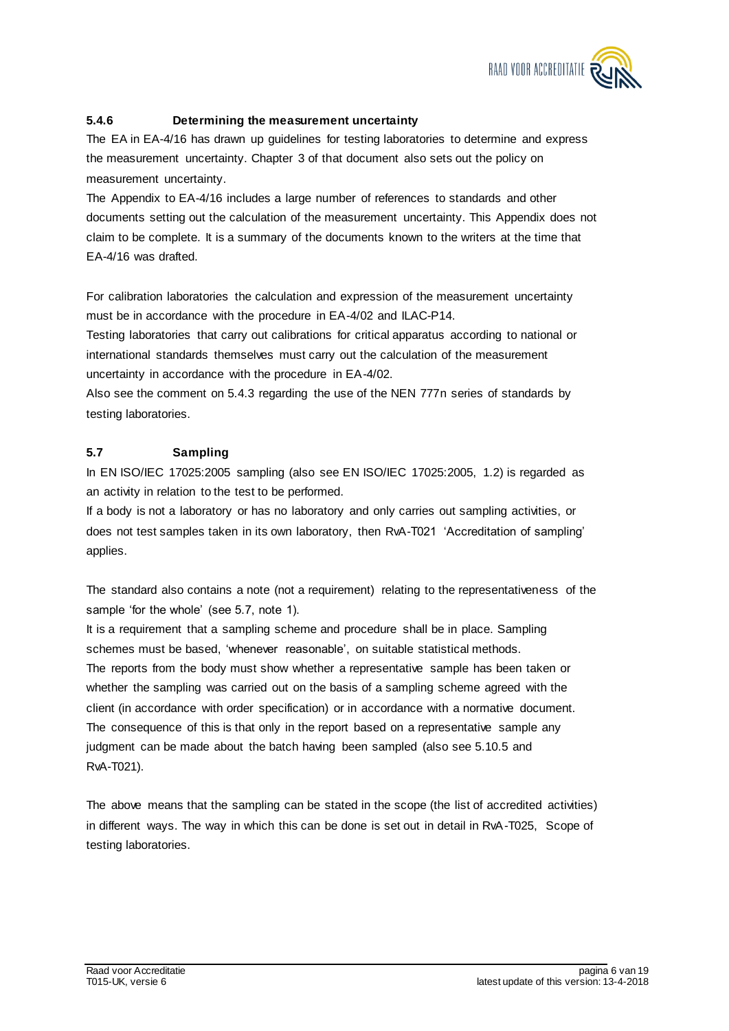### 5.4.6 Determining the measurement uncertainty

The EA in EA-4/16 has drawn up guidelines for testing laboratories to determine and express the measurement uncertainty. Chapter 3 of that document also sets out the policy on measurement uncertainty.

The Appendix to EA-4/16 includes a large number of references to standards and other documents setting out the calculation of the measurement uncertainty. This Appendix does not claim to be complete. It is a summary of the documents known to the writers at the time that EA-4/16 was drafted.

For calibration laboratories the calculation and expression of the measurement uncertainty must be in accordance with the procedure in EA-4/02 and ILAC-P14.

Testing laboratories that carry out calibrations for critical apparatus according to national or international standards themselves must carry out the calculation of the measurement uncertainty in accordance with the procedure in EA-4/02.

Also see the comment on 5.4.3 regarding the use of the NEN 777n series of standards by testing laboratories.

### 5.7 Sampling

In EN ISO/IEC 17025:2005 sampling (also see EN ISO/IEC 17025:2005, 1.2) is regarded as an activity in relation to the test to be performed.

If a body is not a laboratory or has no laboratory and only carries out sampling activities, or does not test samples taken in its own laboratory, then RvA-T021 'Accreditation of sampling' applies.

The standard also contains a note (not a requirement) relating to the representativeness of the sample 'for the whole' (see 5.7, note 1).

It is a requirement that a sampling scheme and procedure shall be in place. Sampling schemes must be based, 'whenever reasonable', on suitable statistical methods.

The reports from the body must show whether a representative sample has been taken or whether the sampling was carried out on the basis of a sampling scheme agreed with the client (in accordance with order specification) or in accordance with a normative document. The consequence of this is that only in the report based on a representative sample any judgment can be made about the batch having been sampled (also see 5.10.5 and RvA-T021).

The above means that the sampling can be stated in the scope (the list of accredited activities) in different ways. The way in which this can be done is set out in detail in RvA-T025, Scope of testing laboratories.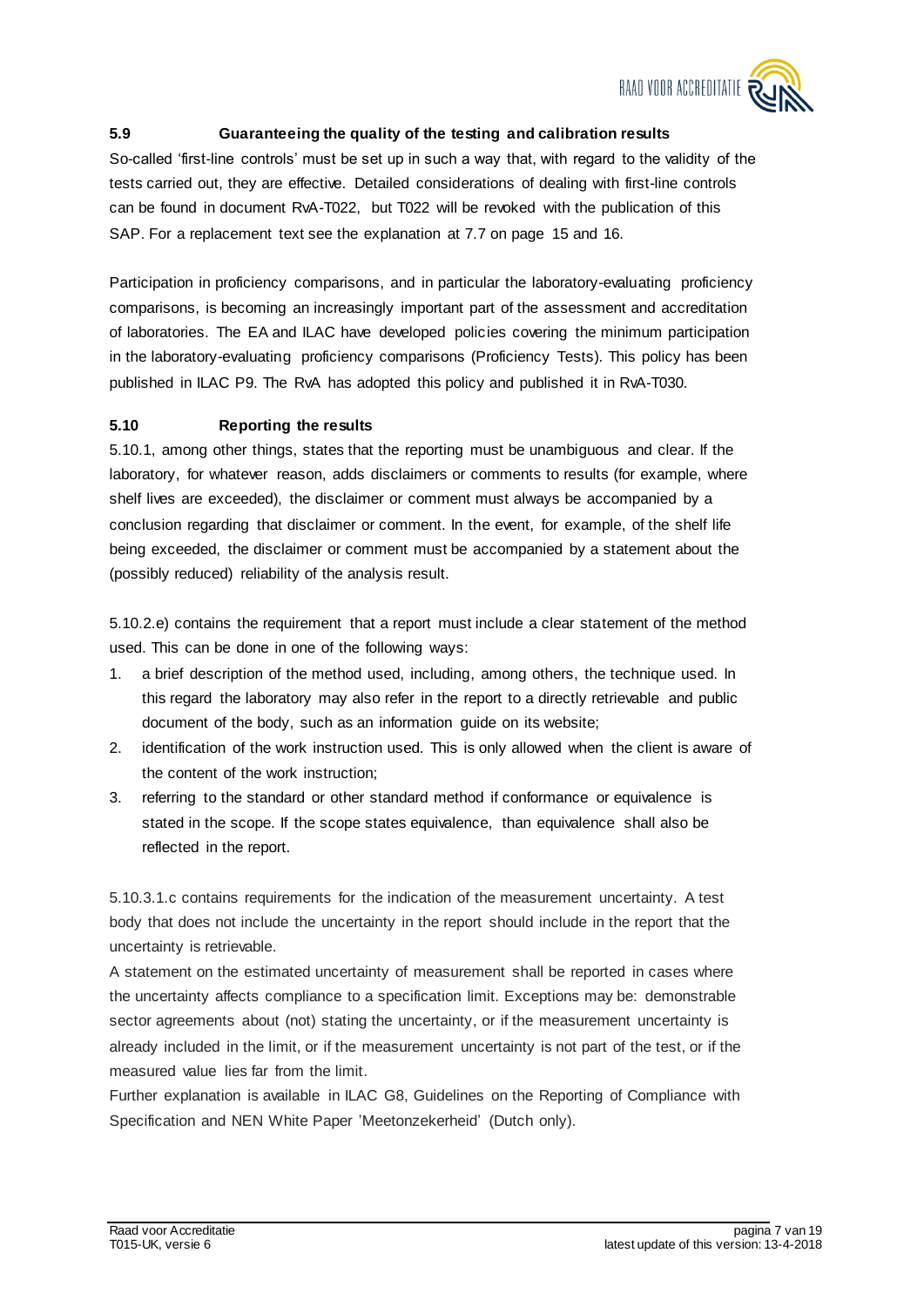### 5.9 Guaranteeing the quality of the testing and calibration results

So-called 'first-line controls' must be set up in such a way that, with regard to the validity of the tests carried out, they are effective. Detailed considerations of dealing with first-line controls can be found in document RvA-T022, but T022 will be revoked with the publication of this SAP. For a replacement text see the explanation at 7.7 on page 15 and 16.

Participation in proficiency comparisons, and in particular the laboratory-evaluating proficiency comparisons, is becoming an increasingly important part of the assessment and accreditation of laboratories. The EA and ILAC have developed policies covering the minimum participation in the laboratory-evaluating proficiency comparisons (Proficiency Tests). This policy has been published in ILAC P9. The RvA has adopted this policy and published it in RvA-T030.

### 5.10 Reporting the results

5.10.1, among other things, states that the reporting must be unambiguous and clear. If the laboratory, for whatever reason, adds disclaimers or comments to results (for example, where shelf lives are exceeded), the disclaimer or comment must always be accompanied by a conclusion regarding that disclaimer or comment. In the event, for example, of the shelf life being exceeded, the disclaimer or comment must be accompanied by a statement about the (possibly reduced) reliability of the analysis result.

5.10.2.e) contains the requirement that a report must include a clear statement of the method used. This can be done in one of the following ways:

1. a brief description of the method used, including, among others, the technique used. In this regard the laboratory may also refer in the report to a directly retrievable and public document of the body, such as an information guide on its website;
2. identification of the work instruction used. This is only allowed when the client is aware of the content of the work instruction;
3. referring to the standard or other standard method if conformance or equivalence is stated in the scope. If the scope states equivalence, than equivalence shall also be reflected in the report.

5.10.3.1.c contains requirements for the indication of the measurement uncertainty. A test body that does not include the uncertainty in the report should include in the report that the uncertainty is retrievable.

A statement on the estimated uncertainty of measurement shall be reported in cases where the uncertainty affects compliance to a specification limit. Exceptions may be: demonstrable sector agreements about (not) stating the uncertainty, or if the measurement uncertainty is already included in the limit, or if the measurement uncertainty is not part of the test, or if the measured value lies far from the limit.

Further explanation is available in ILAC G8, Guidelines on the Reporting of Compliance with Specification and NEN White Paper 'Meetonzekerheid' (Dutch only).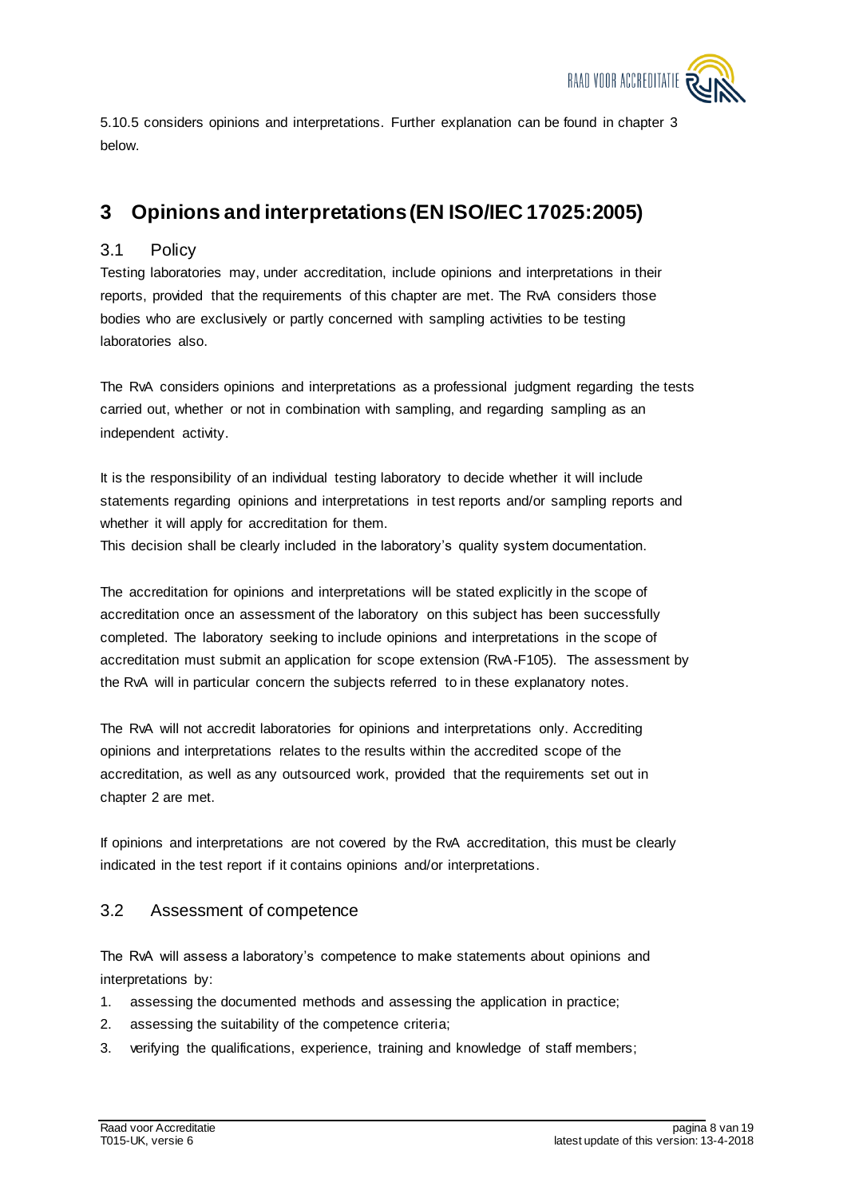5.10.5 considers opinions and interpretations. Further explanation can be found in chapter 3 below.

# 3 Opinions and interpretations (EN ISO/IEC 17025:2005)

## 3.1 Policy

Testing laboratories may, under accreditation, include opinions and interpretations in their reports, provided that the requirements of this chapter are met. The RvA considers those bodies who are exclusively or partly concerned with sampling activities to be testing laboratories also.

The RvA considers opinions and interpretations as a professional judgment regarding the tests carried out, whether or not in combination with sampling, and regarding sampling as an independent activity.

It is the responsibility of an individual testing laboratory to decide whether it will include statements regarding opinions and interpretations in test reports and/or sampling reports and whether it will apply for accreditation for them.
This decision shall be clearly included in the laboratory's quality system documentation.

The accreditation for opinions and interpretations will be stated explicitly in the scope of accreditation once an assessment of the laboratory on this subject has been successfully completed. The laboratory seeking to include opinions and interpretations in the scope of accreditation must submit an application for scope extension (RvA-F105). The assessment by the RvA will in particular concern the subjects referred to in these explanatory notes.

The RvA will not accredit laboratories for opinions and interpretations only. Accrediting opinions and interpretations relates to the results within the accredited scope of the accreditation, as well as any outsourced work, provided that the requirements set out in chapter 2 are met.

If opinions and interpretations are not covered by the RvA accreditation, this must be clearly indicated in the test report if it contains opinions and/or interpretations.

## 3.2 Assessment of competence

The RvA will assess a laboratory's competence to make statements about opinions and interpretations by:

1. assessing the documented methods and assessing the application in practice;
2. assessing the suitability of the competence criteria;
3. verifying the qualifications, experience, training and knowledge of staff members;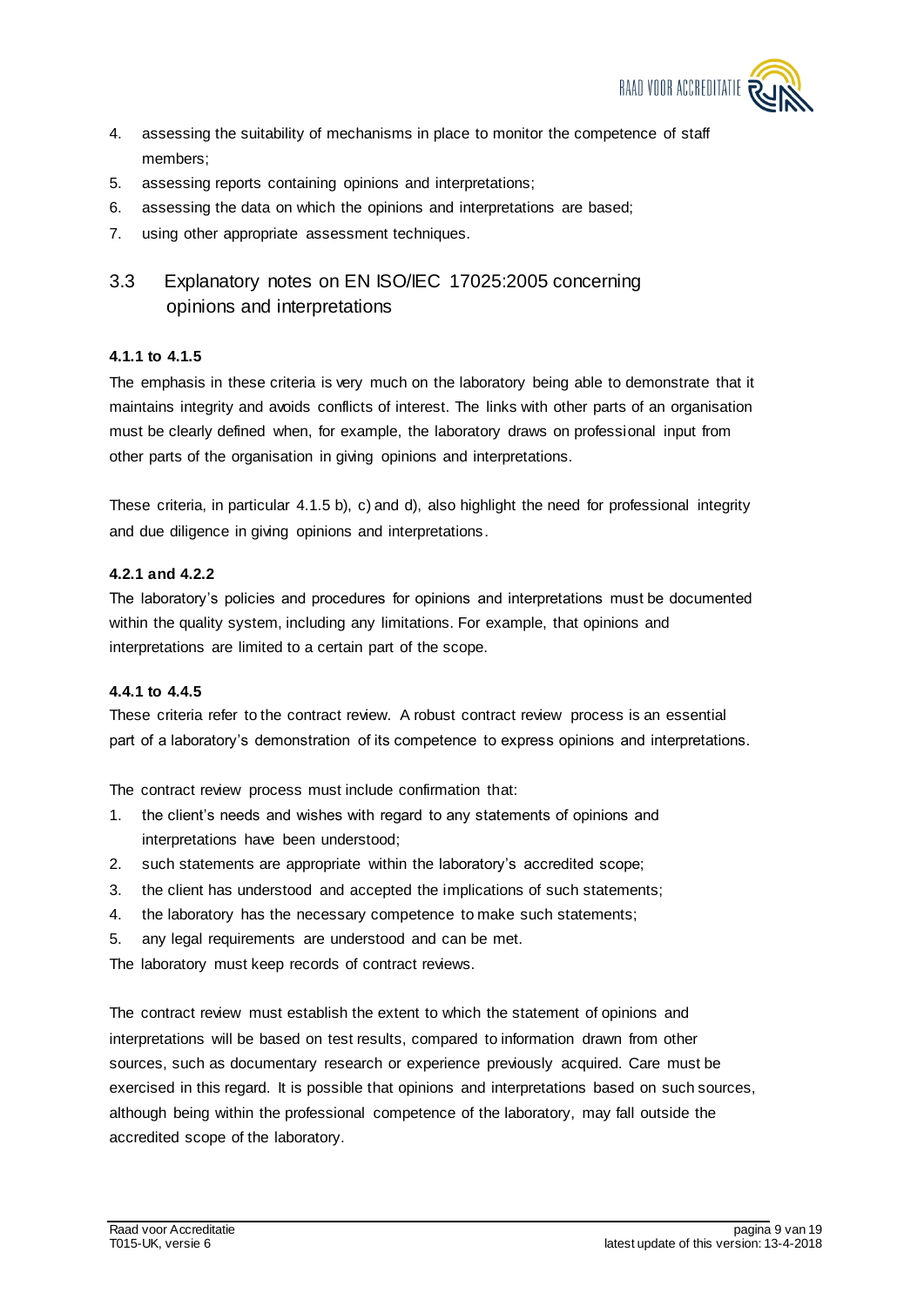4. assessing the suitability of mechanisms in place to monitor the competence of staff members;
5. assessing reports containing opinions and interpretations;
6. assessing the data on which the opinions and interpretations are based;
7. using other appropriate assessment techniques.

## 3.3 Explanatory notes on EN ISO/IEC 17025:2005 concerning opinions and interpretations

**4.1.1 to 4.1.5**

The emphasis in these criteria is very much on the laboratory being able to demonstrate that it maintains integrity and avoids conflicts of interest. The links with other parts of an organisation must be clearly defined when, for example, the laboratory draws on professional input from other parts of the organisation in giving opinions and interpretations.

These criteria, in particular 4.1.5 b), c) and d), also highlight the need for professional integrity and due diligence in giving opinions and interpretations.

**4.2.1 and 4.2.2**

The laboratory's policies and procedures for opinions and interpretations must be documented within the quality system, including any limitations. For example, that opinions and interpretations are limited to a certain part of the scope.

**4.4.1 to 4.4.5**

These criteria refer to the contract review. A robust contract review process is an essential part of a laboratory's demonstration of its competence to express opinions and interpretations.

The contract review process must include confirmation that:

1. the client's needs and wishes with regard to any statements of opinions and interpretations have been understood;
2. such statements are appropriate within the laboratory's accredited scope;
3. the client has understood and accepted the implications of such statements;
4. the laboratory has the necessary competence to make such statements;
5. any legal requirements are understood and can be met.

The laboratory must keep records of contract reviews.

The contract review must establish the extent to which the statement of opinions and interpretations will be based on test results, compared to information drawn from other sources, such as documentary research or experience previously acquired. Care must be exercised in this regard. It is possible that opinions and interpretations based on such sources, although being within the professional competence of the laboratory, may fall outside the accredited scope of the laboratory.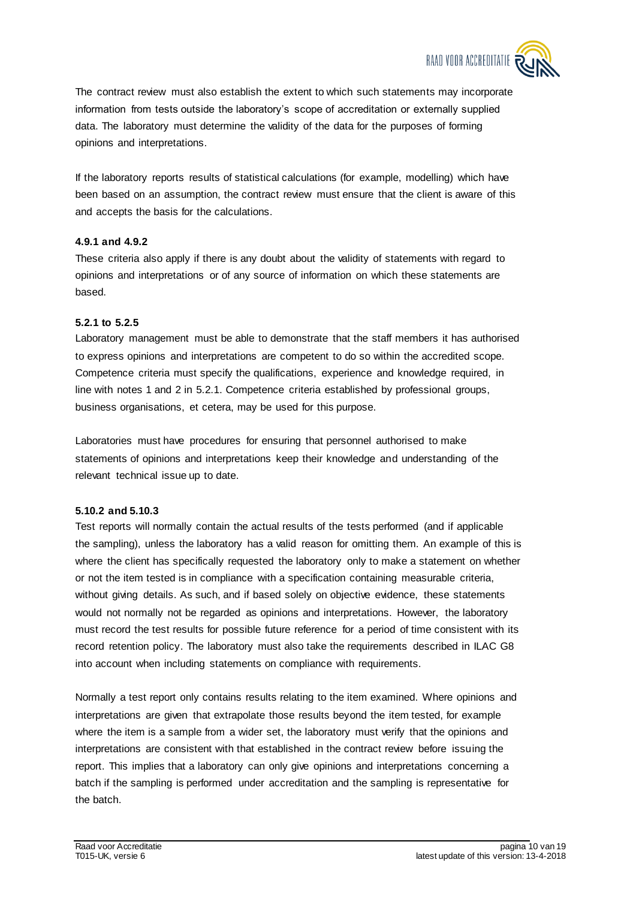The contract review must also establish the extent to which such statements may incorporate information from tests outside the laboratory's scope of accreditation or externally supplied data. The laboratory must determine the validity of the data for the purposes of forming opinions and interpretations.

If the laboratory reports results of statistical calculations (for example, modelling) which have been based on an assumption, the contract review must ensure that the client is aware of this and accepts the basis for the calculations.

**4.9.1 and 4.9.2**

These criteria also apply if there is any doubt about the validity of statements with regard to opinions and interpretations or of any source of information on which these statements are based.

**5.2.1 to 5.2.5**

Laboratory management must be able to demonstrate that the staff members it has authorised to express opinions and interpretations are competent to do so within the accredited scope. Competence criteria must specify the qualifications, experience and knowledge required, in line with notes 1 and 2 in 5.2.1. Competence criteria established by professional groups, business organisations, et cetera, may be used for this purpose.

Laboratories must have procedures for ensuring that personnel authorised to make statements of opinions and interpretations keep their knowledge and understanding of the relevant technical issue up to date.

**5.10.2 and 5.10.3**

Test reports will normally contain the actual results of the tests performed (and if applicable the sampling), unless the laboratory has a valid reason for omitting them. An example of this is where the client has specifically requested the laboratory only to make a statement on whether or not the item tested is in compliance with a specification containing measurable criteria, without giving details. As such, and if based solely on objective evidence, these statements would not normally not be regarded as opinions and interpretations. However, the laboratory must record the test results for possible future reference for a period of time consistent with its record retention policy. The laboratory must also take the requirements described in ILAC G8 into account when including statements on compliance with requirements.

Normally a test report only contains results relating to the item examined. Where opinions and interpretations are given that extrapolate those results beyond the item tested, for example where the item is a sample from a wider set, the laboratory must verify that the opinions and interpretations are consistent with that established in the contract review before issuing the report. This implies that a laboratory can only give opinions and interpretations concerning a batch if the sampling is performed under accreditation and the sampling is representative for the batch.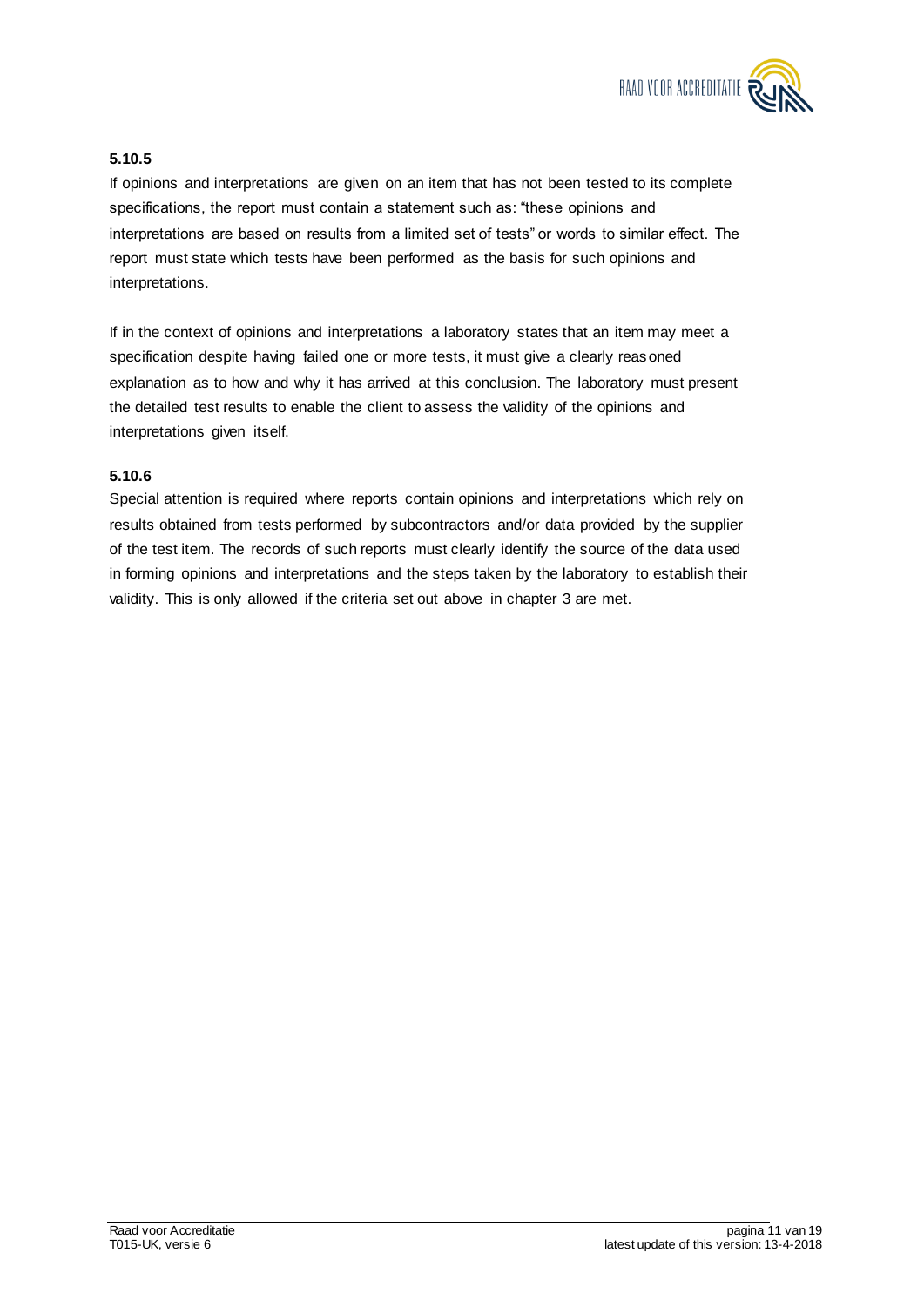**5.10.5**

If opinions and interpretations are given on an item that has not been tested to its complete specifications, the report must contain a statement such as: "these opinions and interpretations are based on results from a limited set of tests" or words to similar effect. The report must state which tests have been performed as the basis for such opinions and interpretations.

If in the context of opinions and interpretations a laboratory states that an item may meet a specification despite having failed one or more tests, it must give a clearly reasoned explanation as to how and why it has arrived at this conclusion. The laboratory must present the detailed test results to enable the client to assess the validity of the opinions and interpretations given itself.

**5.10.6**

Special attention is required where reports contain opinions and interpretations which rely on results obtained from tests performed by subcontractors and/or data provided by the supplier of the test item. The records of such reports must clearly identify the source of the data used in forming opinions and interpretations and the steps taken by the laboratory to establish their validity. This is only allowed if the criteria set out above in chapter 3 are met.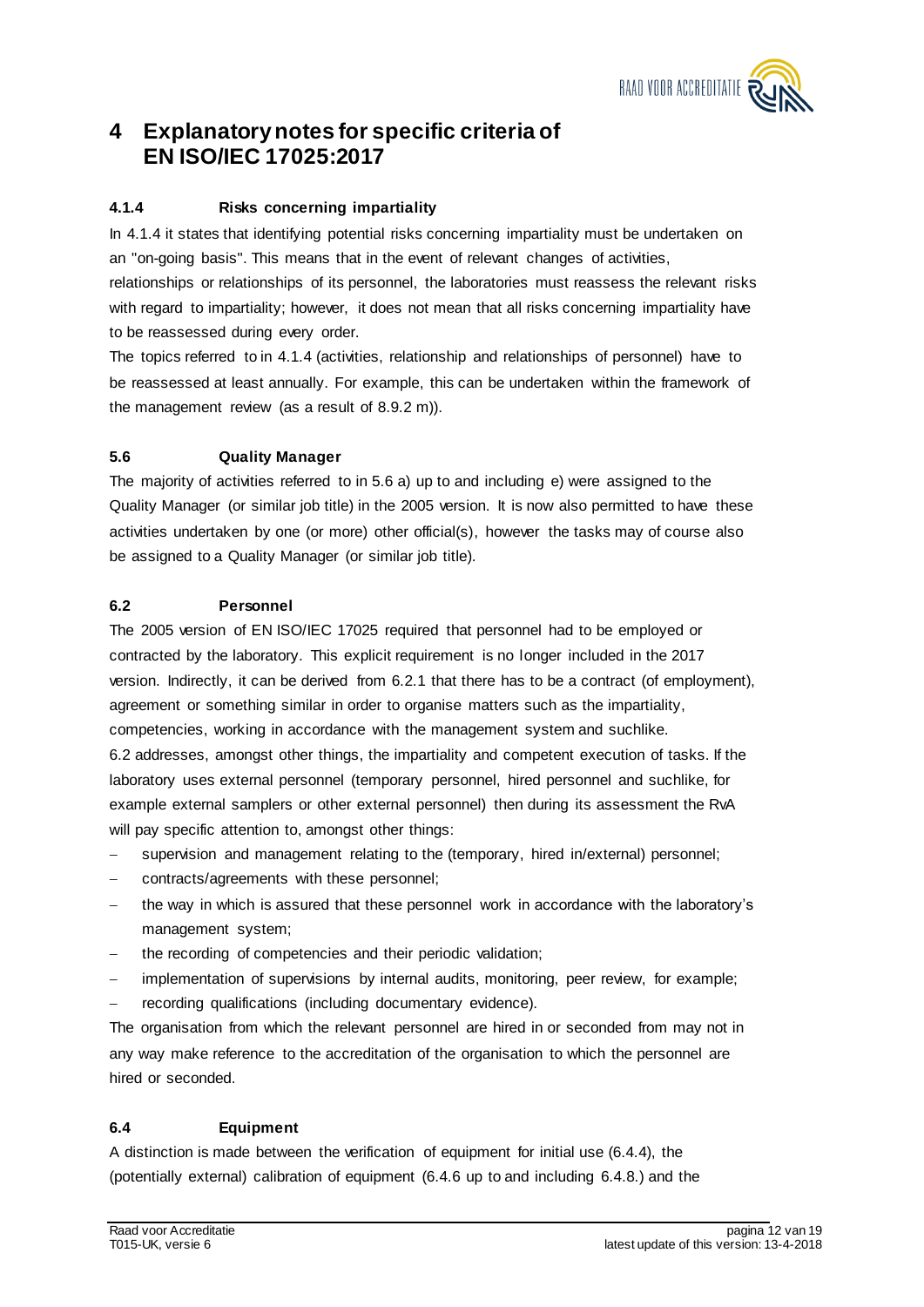# 4 Explanatory notes for specific criteria of EN ISO/IEC 17025:2017

### 4.1.4 Risks concerning impartiality

In 4.1.4 it states that identifying potential risks concerning impartiality must be undertaken on an "on-going basis". This means that in the event of relevant changes of activities, relationships or relationships of its personnel, the laboratories must reassess the relevant risks with regard to impartiality; however, it does not mean that all risks concerning impartiality have to be reassessed during every order.

The topics referred to in 4.1.4 (activities, relationship and relationships of personnel) have to be reassessed at least annually. For example, this can be undertaken within the framework of the management review (as a result of 8.9.2 m)).

### 5.6 Quality Manager

The majority of activities referred to in 5.6 a) up to and including e) were assigned to the Quality Manager (or similar job title) in the 2005 version. It is now also permitted to have these activities undertaken by one (or more) other official(s), however the tasks may of course also be assigned to a Quality Manager (or similar job title).

### 6.2 Personnel

The 2005 version of EN ISO/IEC 17025 required that personnel had to be employed or contracted by the laboratory. This explicit requirement is no longer included in the 2017 version. Indirectly, it can be derived from 6.2.1 that there has to be a contract (of employment), agreement or something similar in order to organise matters such as the impartiality, competencies, working in accordance with the management system and suchlike.

6.2 addresses, amongst other things, the impartiality and competent execution of tasks. If the laboratory uses external personnel (temporary personnel, hired personnel and suchlike, for example external samplers or other external personnel) then during its assessment the RvA will pay specific attention to, amongst other things:

- supervision and management relating to the (temporary, hired in/external) personnel;
- contracts/agreements with these personnel;
- the way in which is assured that these personnel work in accordance with the laboratory's management system;
- the recording of competencies and their periodic validation;
- implementation of supervisions by internal audits, monitoring, peer review, for example;
- recording qualifications (including documentary evidence).

The organisation from which the relevant personnel are hired in or seconded from may not in any way make reference to the accreditation of the organisation to which the personnel are hired or seconded.

### 6.4 Equipment

A distinction is made between the verification of equipment for initial use (6.4.4), the (potentially external) calibration of equipment (6.4.6 up to and including 6.4.8.) and the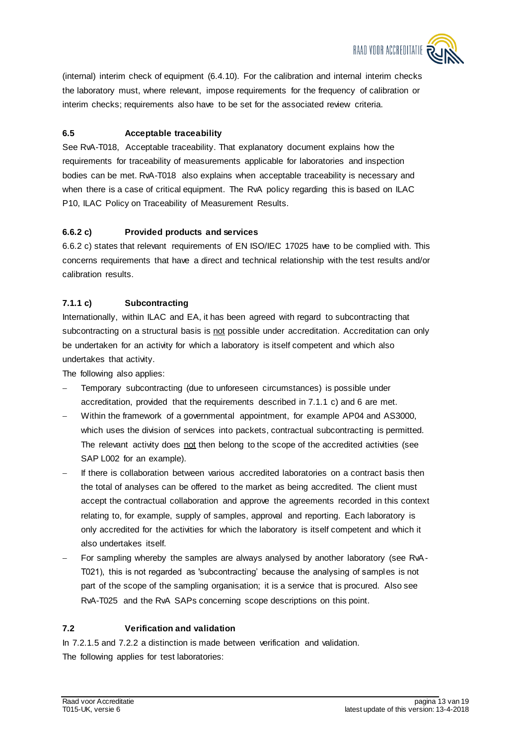(internal) interim check of equipment (6.4.10). For the calibration and internal interim checks the laboratory must, where relevant, impose requirements for the frequency of calibration or interim checks; requirements also have to be set for the associated review criteria.

### 6.5 Acceptable traceability

See RvA-T018, Acceptable traceability. That explanatory document explains how the requirements for traceability of measurements applicable for laboratories and inspection bodies can be met. RvA-T018 also explains when acceptable traceability is necessary and when there is a case of critical equipment. The RvA policy regarding this is based on ILAC P10, ILAC Policy on Traceability of Measurement Results.

### 6.6.2 c) Provided products and services

6.6.2 c) states that relevant requirements of EN ISO/IEC 17025 have to be complied with. This concerns requirements that have a direct and technical relationship with the test results and/or calibration results.

### 7.1.1 c) Subcontracting

Internationally, within ILAC and EA, it has been agreed with regard to subcontracting that subcontracting on a structural basis is <u>not</u> possible under accreditation. Accreditation can only be undertaken for an activity for which a laboratory is itself competent and which also undertakes that activity.

The following also applies:

- Temporary subcontracting (due to unforeseen circumstances) is possible under accreditation, provided that the requirements described in 7.1.1 c) and 6 are met.
- Within the framework of a governmental appointment, for example AP04 and AS3000, which uses the division of services into packets, contractual subcontracting is permitted. The relevant activity does <u>not</u> then belong to the scope of the accredited activities (see SAP L002 for an example).
- If there is collaboration between various accredited laboratories on a contract basis then the total of analyses can be offered to the market as being accredited. The client must accept the contractual collaboration and approve the agreements recorded in this context relating to, for example, supply of samples, approval and reporting. Each laboratory is only accredited for the activities for which the laboratory is itself competent and which it also undertakes itself.
- For sampling whereby the samples are always analysed by another laboratory (see RvA-T021), this is not regarded as 'subcontracting' because the analysing of samples is not part of the scope of the sampling organisation; it is a service that is procured. Also see RvA-T025 and the RvA SAPs concerning scope descriptions on this point.

### 7.2 Verification and validation

In 7.2.1.5 and 7.2.2 a distinction is made between verification and validation.

The following applies for test laboratories: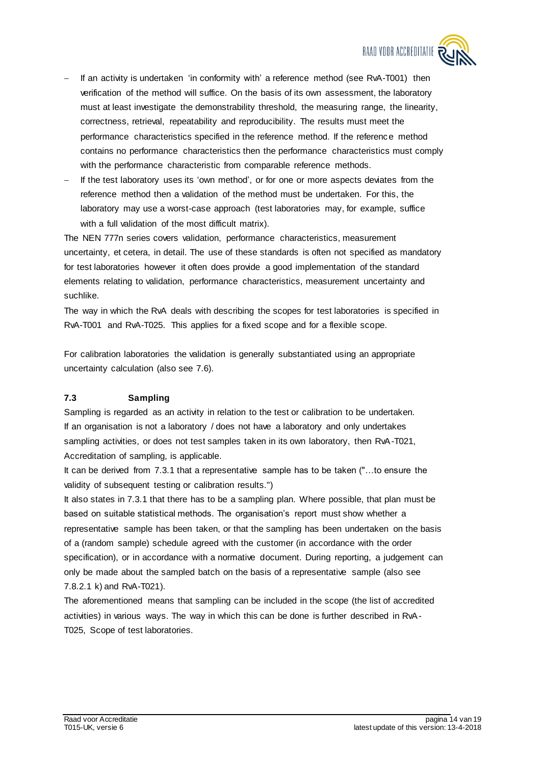- If an activity is undertaken 'in conformity with' a reference method (see RvA-T001) then verification of the method will suffice. On the basis of its own assessment, the laboratory must at least investigate the demonstrability threshold, the measuring range, the linearity, correctness, retrieval, repeatability and reproducibility. The results must meet the performance characteristics specified in the reference method. If the reference method contains no performance characteristics then the performance characteristics must comply with the performance characteristic from comparable reference methods.
- If the test laboratory uses its 'own method', or for one or more aspects deviates from the reference method then a validation of the method must be undertaken. For this, the laboratory may use a worst-case approach (test laboratories may, for example, suffice with a full validation of the most difficult matrix).

The NEN 777n series covers validation, performance characteristics, measurement uncertainty, et cetera, in detail. The use of these standards is often not specified as mandatory for test laboratories however it often does provide a good implementation of the standard elements relating to validation, performance characteristics, measurement uncertainty and suchlike.

The way in which the RvA deals with describing the scopes for test laboratories is specified in RvA-T001 and RvA-T025. This applies for a fixed scope and for a flexible scope.

For calibration laboratories the validation is generally substantiated using an appropriate uncertainty calculation (also see 7.6).

### 7.3 Sampling

Sampling is regarded as an activity in relation to the test or calibration to be undertaken. If an organisation is not a laboratory / does not have a laboratory and only undertakes sampling activities, or does not test samples taken in its own laboratory, then RvA-T021, Accreditation of sampling, is applicable.

It can be derived from 7.3.1 that a representative sample has to be taken ("…to ensure the validity of subsequent testing or calibration results.")

It also states in 7.3.1 that there has to be a sampling plan. Where possible, that plan must be based on suitable statistical methods. The organisation's report must show whether a representative sample has been taken, or that the sampling has been undertaken on the basis of a (random sample) schedule agreed with the customer (in accordance with the order specification), or in accordance with a normative document. During reporting, a judgement can only be made about the sampled batch on the basis of a representative sample (also see 7.8.2.1 k) and RvA-T021).

The aforementioned means that sampling can be included in the scope (the list of accredited activities) in various ways. The way in which this can be done is further described in RvA-T025, Scope of test laboratories.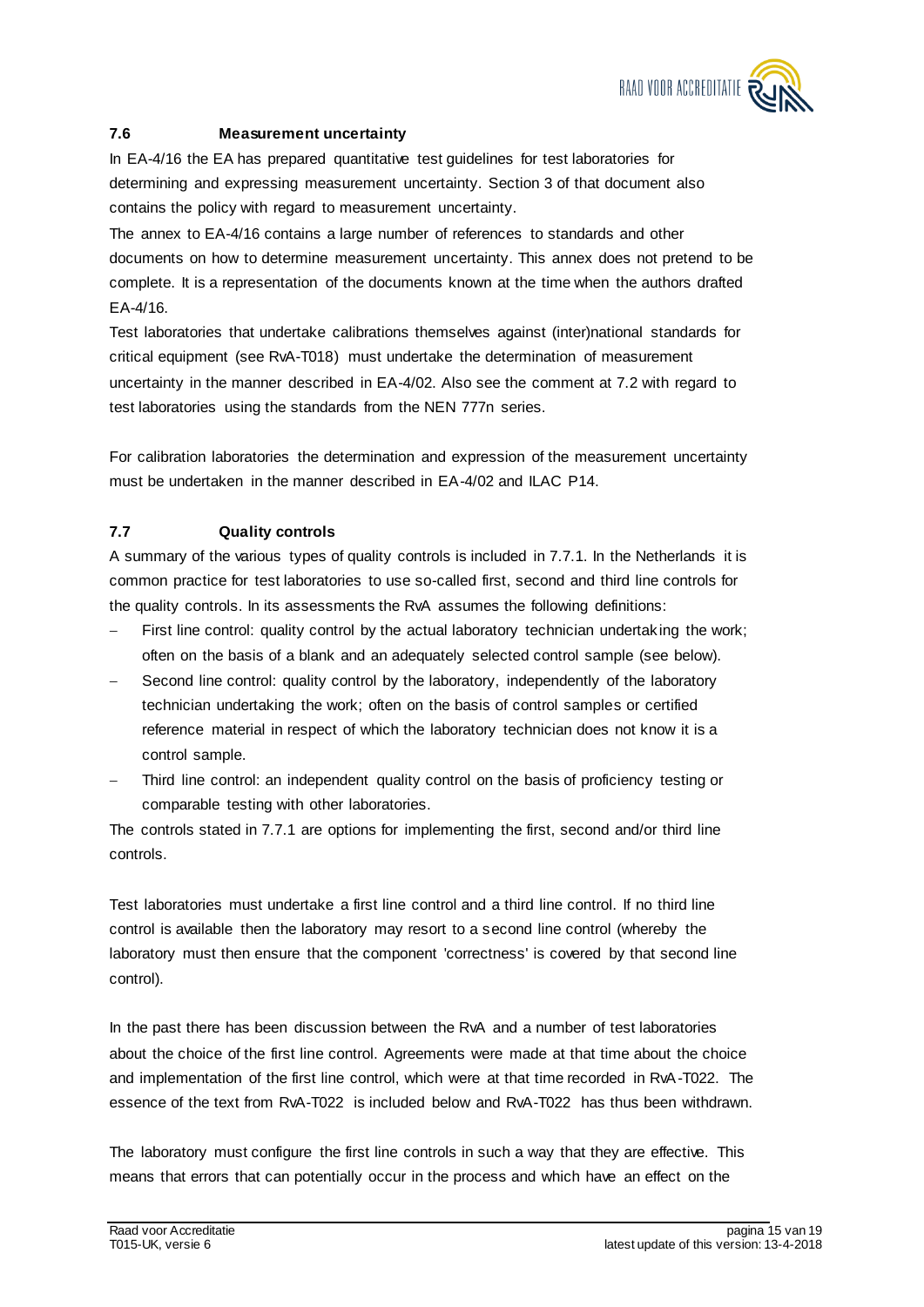### 7.6 Measurement uncertainty

In EA-4/16 the EA has prepared quantitative test guidelines for test laboratories for determining and expressing measurement uncertainty. Section 3 of that document also contains the policy with regard to measurement uncertainty.

The annex to EA-4/16 contains a large number of references to standards and other documents on how to determine measurement uncertainty. This annex does not pretend to be complete. It is a representation of the documents known at the time when the authors drafted EA-4/16.

Test laboratories that undertake calibrations themselves against (inter)national standards for critical equipment (see RvA-T018) must undertake the determination of measurement uncertainty in the manner described in EA-4/02. Also see the comment at 7.2 with regard to test laboratories using the standards from the NEN 777n series.

For calibration laboratories the determination and expression of the measurement uncertainty must be undertaken in the manner described in EA-4/02 and ILAC P14.

### 7.7 Quality controls

A summary of the various types of quality controls is included in 7.7.1. In the Netherlands it is common practice for test laboratories to use so-called first, second and third line controls for the quality controls. In its assessments the RvA assumes the following definitions:

- First line control: quality control by the actual laboratory technician undertaking the work; often on the basis of a blank and an adequately selected control sample (see below).
- Second line control: quality control by the laboratory, independently of the laboratory technician undertaking the work; often on the basis of control samples or certified reference material in respect of which the laboratory technician does not know it is a control sample.
- Third line control: an independent quality control on the basis of proficiency testing or comparable testing with other laboratories.

The controls stated in 7.7.1 are options for implementing the first, second and/or third line controls.

Test laboratories must undertake a first line control and a third line control. If no third line control is available then the laboratory may resort to a second line control (whereby the laboratory must then ensure that the component 'correctness' is covered by that second line control).

In the past there has been discussion between the RvA and a number of test laboratories about the choice of the first line control. Agreements were made at that time about the choice and implementation of the first line control, which were at that time recorded in RvA-T022. The essence of the text from RvA-T022 is included below and RvA-T022 has thus been withdrawn.

The laboratory must configure the first line controls in such a way that they are effective. This means that errors that can potentially occur in the process and which have an effect on the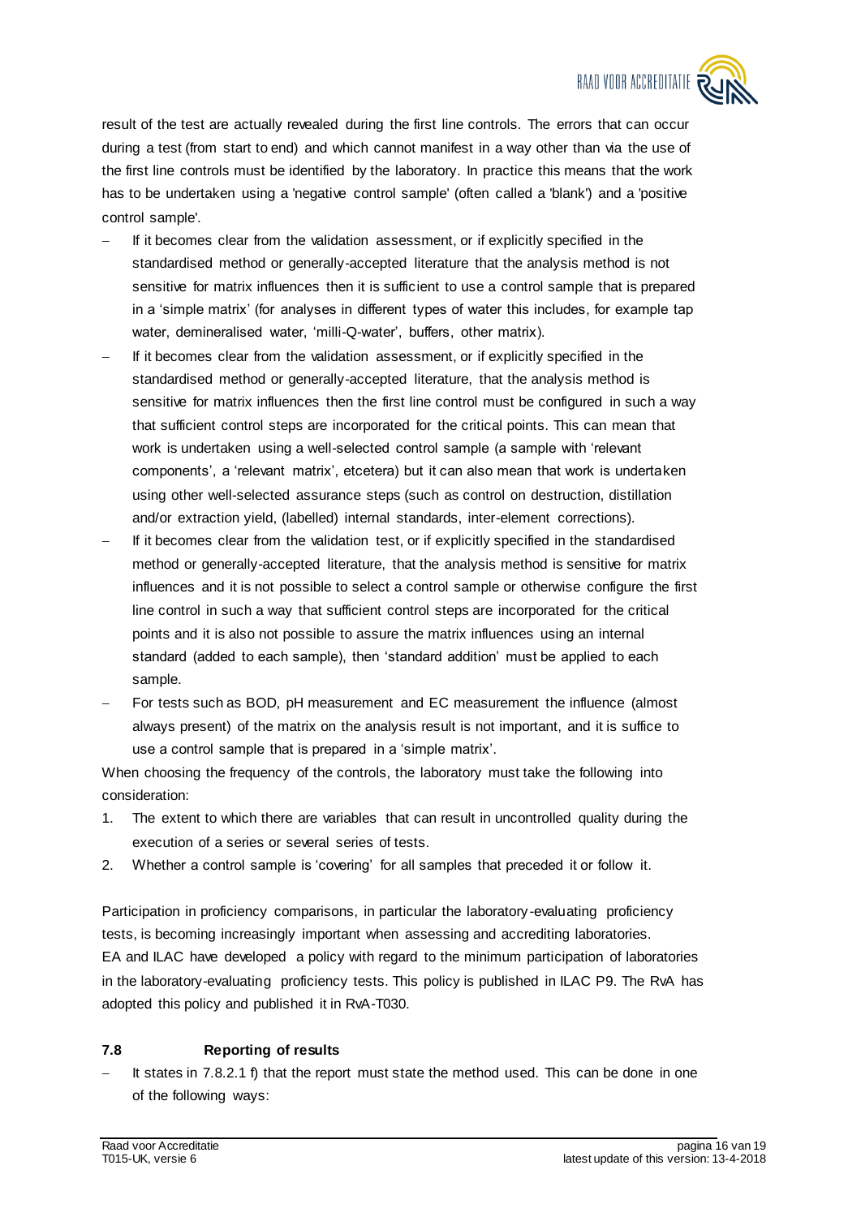result of the test are actually revealed during the first line controls. The errors that can occur during a test (from start to end) and which cannot manifest in a way other than via the use of the first line controls must be identified by the laboratory. In practice this means that the work has to be undertaken using a 'negative control sample' (often called a 'blank') and a 'positive control sample'.

- If it becomes clear from the validation assessment, or if explicitly specified in the standardised method or generally-accepted literature that the analysis method is not sensitive for matrix influences then it is sufficient to use a control sample that is prepared in a 'simple matrix' (for analyses in different types of water this includes, for example tap water, demineralised water, 'milli-Q-water', buffers, other matrix).
- If it becomes clear from the validation assessment, or if explicitly specified in the standardised method or generally-accepted literature, that the analysis method is sensitive for matrix influences then the first line control must be configured in such a way that sufficient control steps are incorporated for the critical points. This can mean that work is undertaken using a well-selected control sample (a sample with 'relevant components', a 'relevant matrix', etcetera) but it can also mean that work is undertaken using other well-selected assurance steps (such as control on destruction, distillation and/or extraction yield, (labelled) internal standards, inter-element corrections).
- If it becomes clear from the validation test, or if explicitly specified in the standardised method or generally-accepted literature, that the analysis method is sensitive for matrix influences and it is not possible to select a control sample or otherwise configure the first line control in such a way that sufficient control steps are incorporated for the critical points and it is also not possible to assure the matrix influences using an internal standard (added to each sample), then 'standard addition' must be applied to each sample.
- For tests such as BOD, pH measurement and EC measurement the influence (almost always present) of the matrix on the analysis result is not important, and it is suffice to use a control sample that is prepared in a 'simple matrix'.

When choosing the frequency of the controls, the laboratory must take the following into consideration:

1. The extent to which there are variables that can result in uncontrolled quality during the execution of a series or several series of tests.
2. Whether a control sample is 'covering' for all samples that preceded it or follow it.

Participation in proficiency comparisons, in particular the laboratory-evaluating proficiency tests, is becoming increasingly important when assessing and accrediting laboratories. EA and ILAC have developed a policy with regard to the minimum participation of laboratories in the laboratory-evaluating proficiency tests. This policy is published in ILAC P9. The RvA has adopted this policy and published it in RvA-T030.

### 7.8 Reporting of results

- It states in 7.8.2.1 f) that the report must state the method used. This can be done in one of the following ways: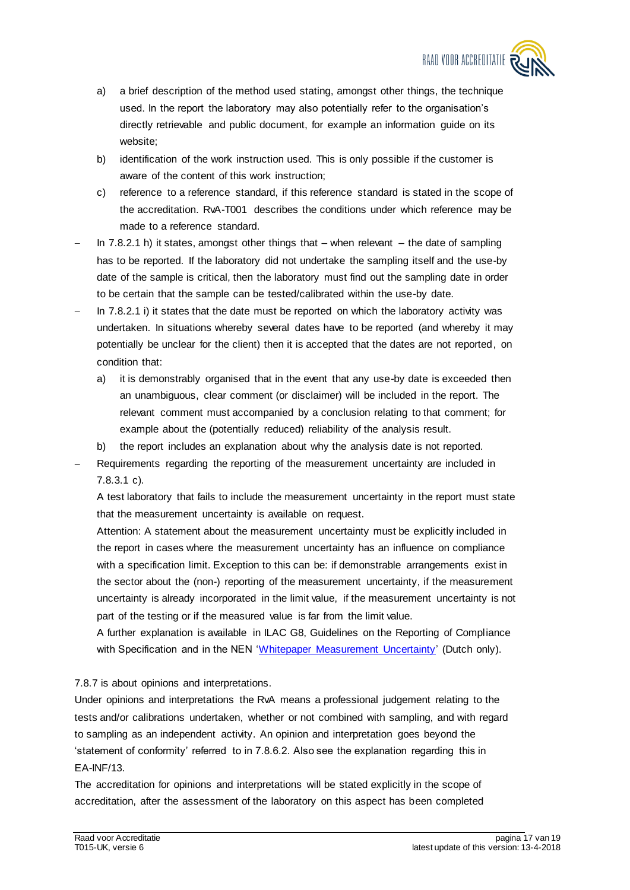a) a brief description of the method used stating, amongst other things, the technique used. In the report the laboratory may also potentially refer to the organisation's directly retrievable and public document, for example an information guide on its website;

b) identification of the work instruction used. This is only possible if the customer is aware of the content of this work instruction;

c) reference to a reference standard, if this reference standard is stated in the scope of the accreditation. RvA-T001 describes the conditions under which reference may be made to a reference standard.

- In 7.8.2.1 h) it states, amongst other things that – when relevant – the date of sampling has to be reported. If the laboratory did not undertake the sampling itself and the use-by date of the sample is critical, then the laboratory must find out the sampling date in order to be certain that the sample can be tested/calibrated within the use-by date.
- In 7.8.2.1 i) it states that the date must be reported on which the laboratory activity was undertaken. In situations whereby several dates have to be reported (and whereby it may potentially be unclear for the client) then it is accepted that the dates are not reported, on condition that:
  a) it is demonstrably organised that in the event that any use-by date is exceeded then an unambiguous, clear comment (or disclaimer) will be included in the report. The relevant comment must accompanied by a conclusion relating to that comment; for example about the (potentially reduced) reliability of the analysis result.
  b) the report includes an explanation about why the analysis date is not reported.
- Requirements regarding the reporting of the measurement uncertainty are included in 7.8.3.1 c).

  A test laboratory that fails to include the measurement uncertainty in the report must state that the measurement uncertainty is available on request.

  Attention: A statement about the measurement uncertainty must be explicitly included in the report in cases where the measurement uncertainty has an influence on compliance with a specification limit. Exception to this can be: if demonstrable arrangements exist in the sector about the (non-) reporting of the measurement uncertainty, if the measurement uncertainty is already incorporated in the limit value, if the measurement uncertainty is not part of the testing or if the measured value is far from the limit value.

  A further explanation is available in ILAC G8, Guidelines on the Reporting of Compliance with Specification and in the NEN 'Whitepaper Measurement Uncertainty' (Dutch only).

7.8.7 is about opinions and interpretations.

Under opinions and interpretations the RvA means a professional judgement relating to the tests and/or calibrations undertaken, whether or not combined with sampling, and with regard to sampling as an independent activity. An opinion and interpretation goes beyond the 'statement of conformity' referred to in 7.8.6.2. Also see the explanation regarding this in EA-INF/13.

The accreditation for opinions and interpretations will be stated explicitly in the scope of accreditation, after the assessment of the laboratory on this aspect has been completed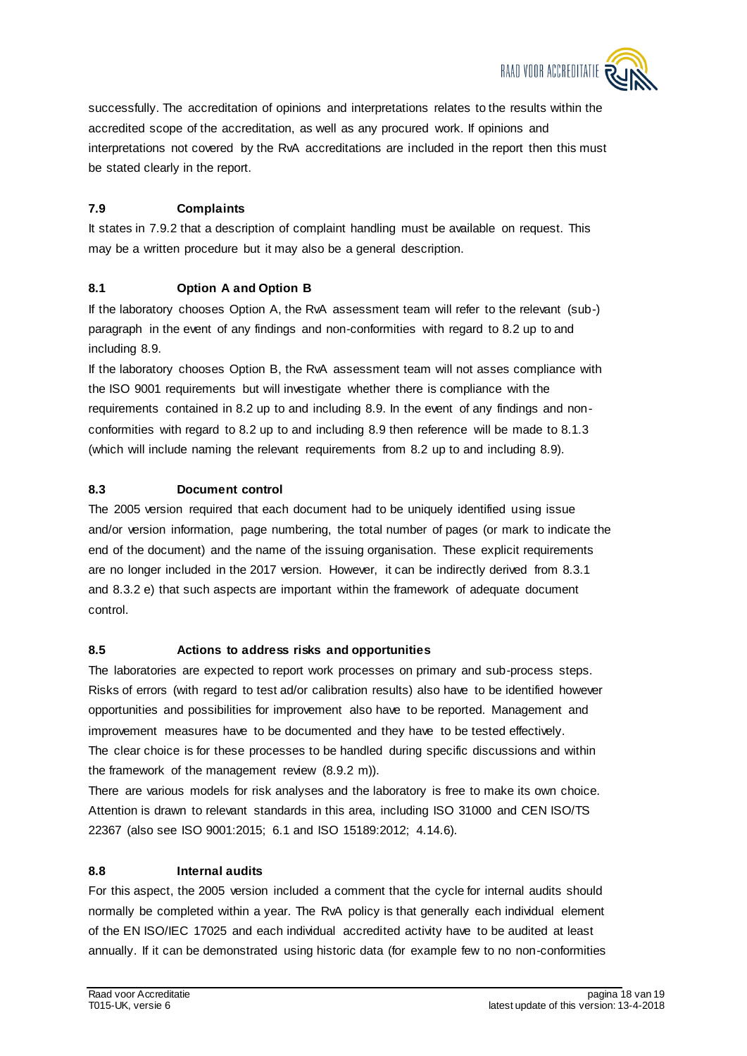successfully. The accreditation of opinions and interpretations relates to the results within the accredited scope of the accreditation, as well as any procured work. If opinions and interpretations not covered by the RvA accreditations are included in the report then this must be stated clearly in the report.

### 7.9 Complaints

It states in 7.9.2 that a description of complaint handling must be available on request. This may be a written procedure but it may also be a general description.

### 8.1 Option A and Option B

If the laboratory chooses Option A, the RvA assessment team will refer to the relevant (sub-) paragraph in the event of any findings and non-conformities with regard to 8.2 up to and including 8.9.

If the laboratory chooses Option B, the RvA assessment team will not asses compliance with the ISO 9001 requirements but will investigate whether there is compliance with the requirements contained in 8.2 up to and including 8.9. In the event of any findings and non-conformities with regard to 8.2 up to and including 8.9 then reference will be made to 8.1.3 (which will include naming the relevant requirements from 8.2 up to and including 8.9).

### 8.3 Document control

The 2005 version required that each document had to be uniquely identified using issue and/or version information, page numbering, the total number of pages (or mark to indicate the end of the document) and the name of the issuing organisation. These explicit requirements are no longer included in the 2017 version. However, it can be indirectly derived from 8.3.1 and 8.3.2 e) that such aspects are important within the framework of adequate document control.

### 8.5 Actions to address risks and opportunities

The laboratories are expected to report work processes on primary and sub-process steps. Risks of errors (with regard to test ad/or calibration results) also have to be identified however opportunities and possibilities for improvement also have to be reported. Management and improvement measures have to be documented and they have to be tested effectively.

The clear choice is for these processes to be handled during specific discussions and within the framework of the management review (8.9.2 m)).

There are various models for risk analyses and the laboratory is free to make its own choice. Attention is drawn to relevant standards in this area, including ISO 31000 and CEN ISO/TS 22367 (also see ISO 9001:2015; 6.1 and ISO 15189:2012; 4.14.6).

### 8.8 Internal audits

For this aspect, the 2005 version included a comment that the cycle for internal audits should normally be completed within a year. The RvA policy is that generally each individual element of the EN ISO/IEC 17025 and each individual accredited activity have to be audited at least annually. If it can be demonstrated using historic data (for example few to no non-conformities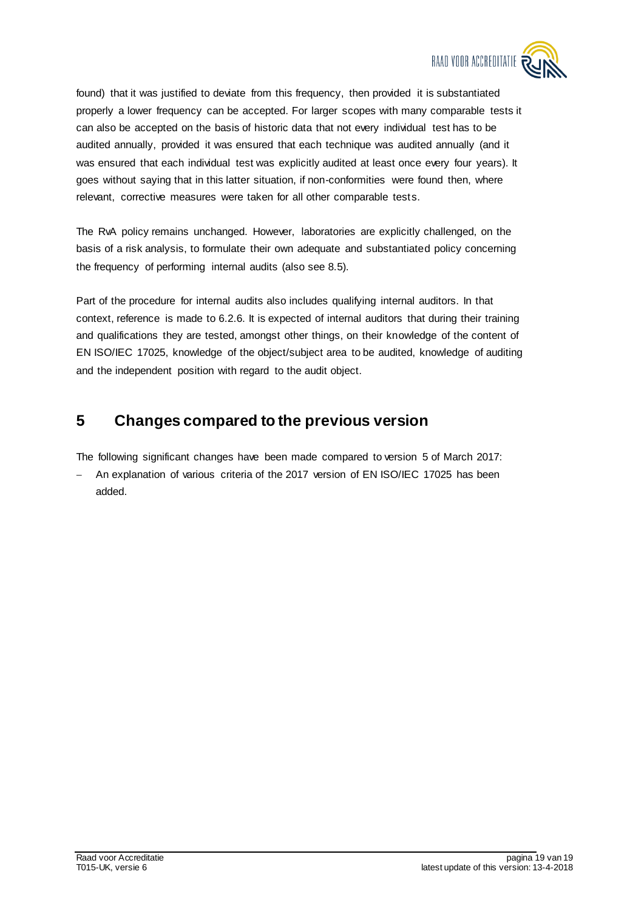found) that it was justified to deviate from this frequency, then provided it is substantiated properly a lower frequency can be accepted. For larger scopes with many comparable tests it can also be accepted on the basis of historic data that not every individual test has to be audited annually, provided it was ensured that each technique was audited annually (and it was ensured that each individual test was explicitly audited at least once every four years). It goes without saying that in this latter situation, if non-conformities were found then, where relevant, corrective measures were taken for all other comparable tests.

The RvA policy remains unchanged. However, laboratories are explicitly challenged, on the basis of a risk analysis, to formulate their own adequate and substantiated policy concerning the frequency of performing internal audits (also see 8.5).

Part of the procedure for internal audits also includes qualifying internal auditors. In that context, reference is made to 6.2.6. It is expected of internal auditors that during their training and qualifications they are tested, amongst other things, on their knowledge of the content of EN ISO/IEC 17025, knowledge of the object/subject area to be audited, knowledge of auditing and the independent position with regard to the audit object.

# 5 Changes compared to the previous version

The following significant changes have been made compared to version 5 of March 2017:

- An explanation of various criteria of the 2017 version of EN ISO/IEC 17025 has been added.